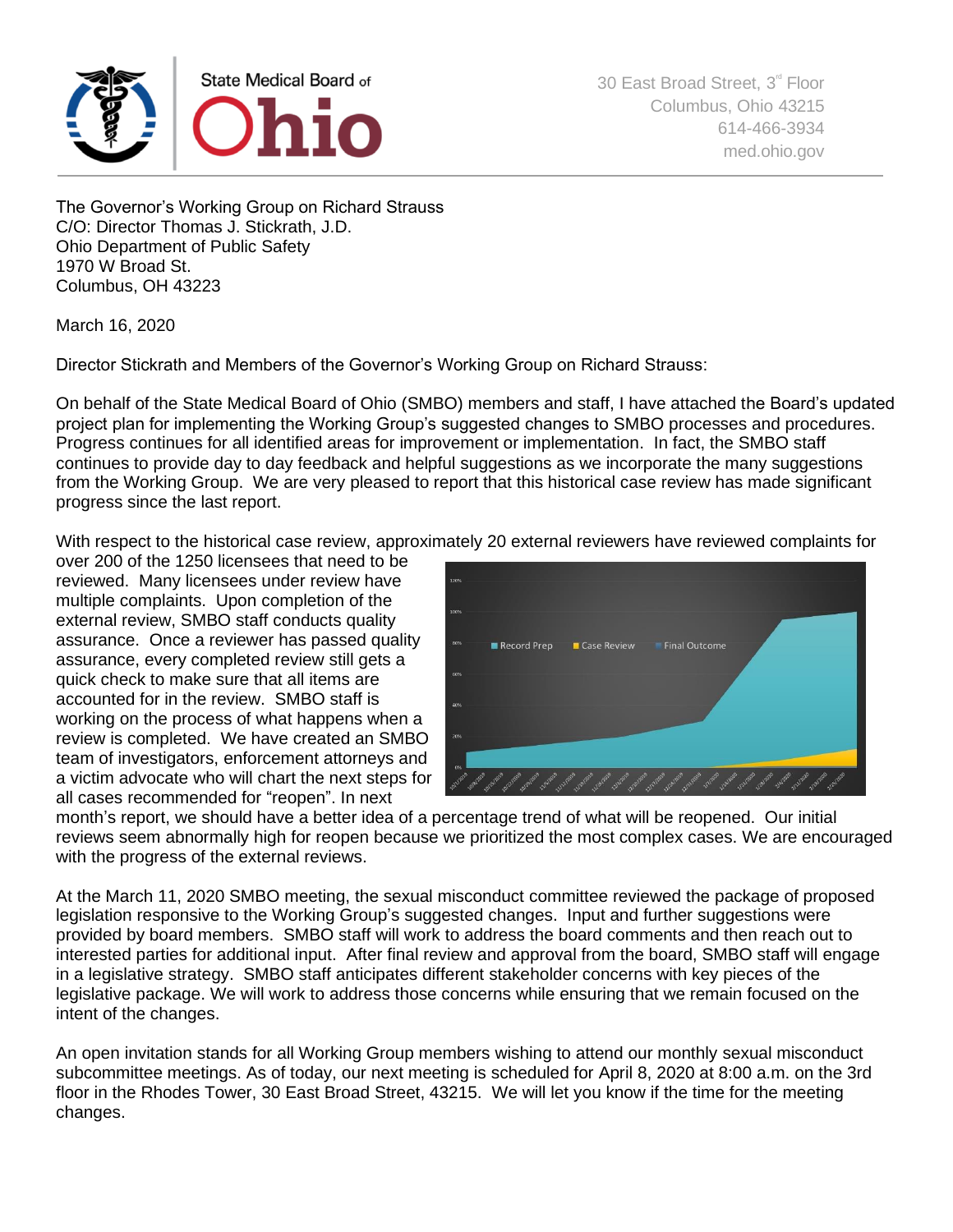State Medical Board of **Ohio**

30 East Broad Street, 3rd Floor
Columbus, Ohio 43215
614-466-3934
med.ohio.gov

The Governor's Working Group on Richard Strauss
C/O: Director Thomas J. Stickrath, J.D.
Ohio Department of Public Safety
1970 W Broad St.
Columbus, OH 43223

March 16, 2020

Director Stickrath and Members of the Governor's Working Group on Richard Strauss:

On behalf of the State Medical Board of Ohio (SMBO) members and staff, I have attached the Board's updated project plan for implementing the Working Group's suggested changes to SMBO processes and procedures. Progress continues for all identified areas for improvement or implementation. In fact, the SMBO staff continues to provide day to day feedback and helpful suggestions as we incorporate the many suggestions from the Working Group. We are very pleased to report that this historical case review has made significant progress since the last report.

With respect to the historical case review, approximately 20 external reviewers have reviewed complaints for over 200 of the 1250 licensees that need to be reviewed. Many licensees under review have multiple complaints. Upon completion of the external review, SMBO staff conducts quality assurance. Once a reviewer has passed quality assurance, every completed review still gets a quick check to make sure that all items are accounted for in the review. SMBO staff is working on the process of what happens when a review is completed. We have created an SMBO team of investigators, enforcement attorneys and a victim advocate who will chart the next steps for all cases recommended for "reopen". In next month's report, we should have a better idea of a percentage trend of what will be reopened. Our initial reviews seem abnormally high for reopen because we prioritized the most complex cases. We are encouraged with the progress of the external reviews.

At the March 11, 2020 SMBO meeting, the sexual misconduct committee reviewed the package of proposed legislation responsive to the Working Group's suggested changes. Input and further suggestions were provided by board members. SMBO staff will work to address the board comments and then reach out to interested parties for additional input. After final review and approval from the board, SMBO staff will engage in a legislative strategy. SMBO staff anticipates different stakeholder concerns with key pieces of the legislative package. We will work to address those concerns while ensuring that we remain focused on the intent of the changes.

An open invitation stands for all Working Group members wishing to attend our monthly sexual misconduct subcommittee meetings. As of today, our next meeting is scheduled for April 8, 2020 at 8:00 a.m. on the 3rd floor in the Rhodes Tower, 30 East Broad Street, 43215. We will let you know if the time for the meeting changes.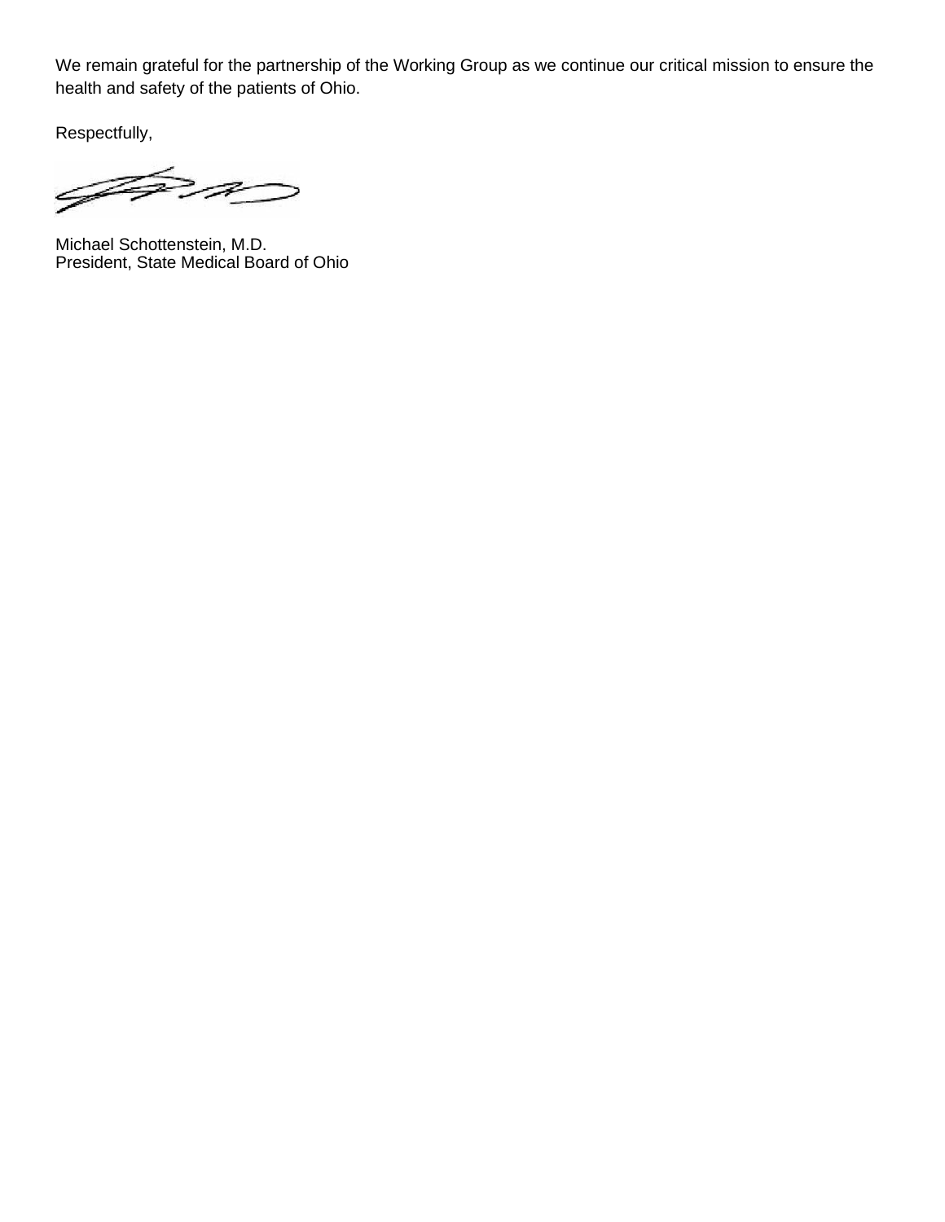We remain grateful for the partnership of the Working Group as we continue our critical mission to ensure the health and safety of the patients of Ohio.

Respectfully,

Michael Schottenstein, M.D.
President, State Medical Board of Ohio